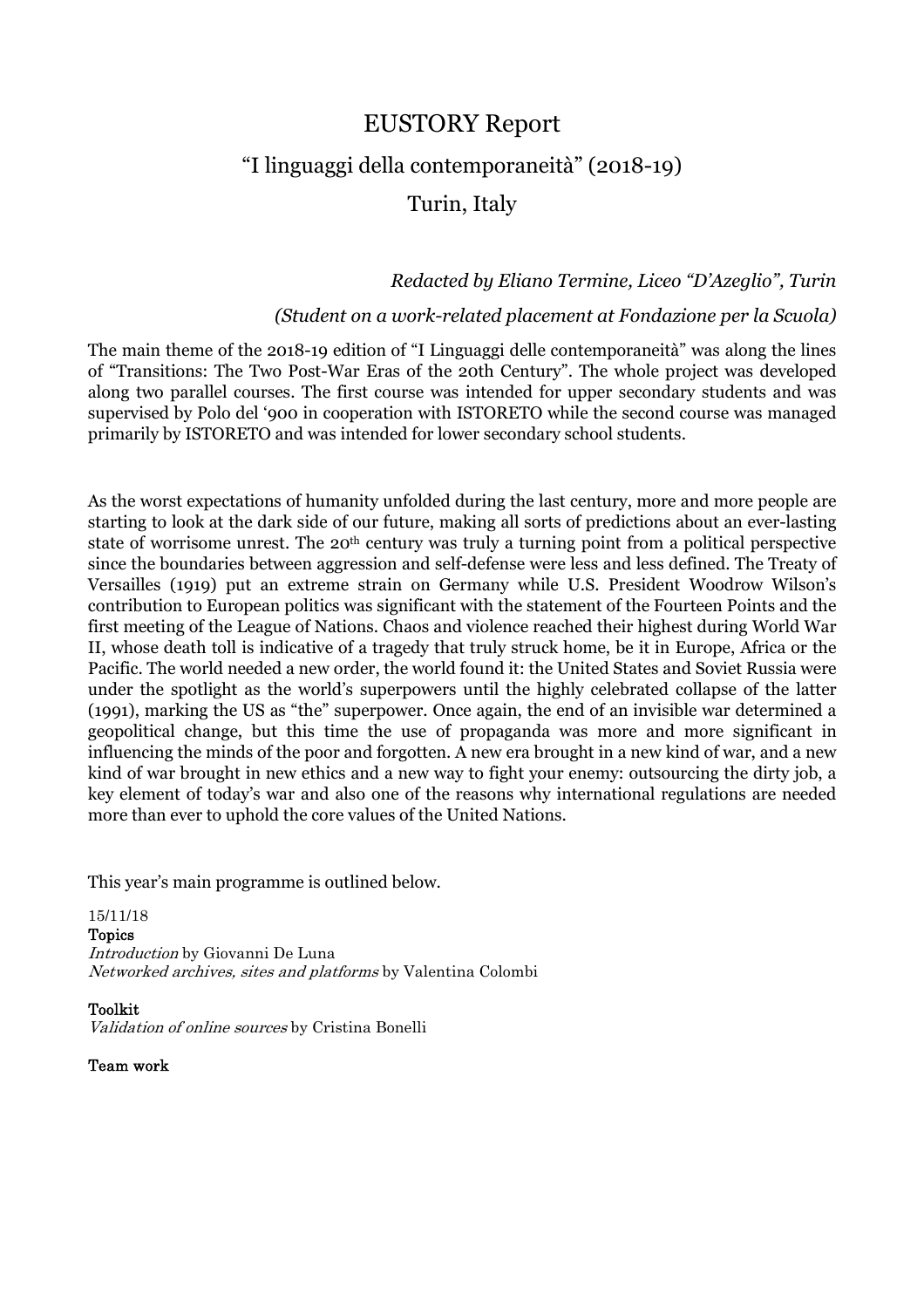# EUSTORY Report

## "I linguaggi della contemporaneità" (2018-19)

## Turin, Italy

*Redacted by Eliano Termine, Liceo "D'Azeglio", Turin*

*(Student on a work-related placement at Fondazione per la Scuola)*

The main theme of the 2018-19 edition of "I Linguaggi delle contemporaneità" was along the lines of "Transitions: The Two Post-War Eras of the 20th Century". The whole project was developed along two parallel courses. The first course was intended for upper secondary students and was supervised by Polo del '900 in cooperation with ISTORETO while the second course was managed primarily by ISTORETO and was intended for lower secondary school students.

As the worst expectations of humanity unfolded during the last century, more and more people are starting to look at the dark side of our future, making all sorts of predictions about an ever-lasting state of worrisome unrest. The 20th century was truly a turning point from a political perspective since the boundaries between aggression and self-defense were less and less defined. The Treaty of Versailles (1919) put an extreme strain on Germany while U.S. President Woodrow Wilson's contribution to European politics was significant with the statement of the Fourteen Points and the first meeting of the League of Nations. Chaos and violence reached their highest during World War II, whose death toll is indicative of a tragedy that truly struck home, be it in Europe, Africa or the Pacific. The world needed a new order, the world found it: the United States and Soviet Russia were under the spotlight as the world's superpowers until the highly celebrated collapse of the latter (1991), marking the US as "the" superpower. Once again, the end of an invisible war determined a geopolitical change, but this time the use of propaganda was more and more significant in influencing the minds of the poor and forgotten. A new era brought in a new kind of war, and a new kind of war brought in new ethics and a new way to fight your enemy: outsourcing the dirty job, a key element of today's war and also one of the reasons why international regulations are needed more than ever to uphold the core values of the United Nations.

This year's main programme is outlined below.

15/11/18

**Topics**

*Introduction* by Giovanni De Luna

*Networked archives, sites and platforms* by Valentina Colombi

**Toolkit**

*Validation of online sources* by Cristina Bonelli

**Team work**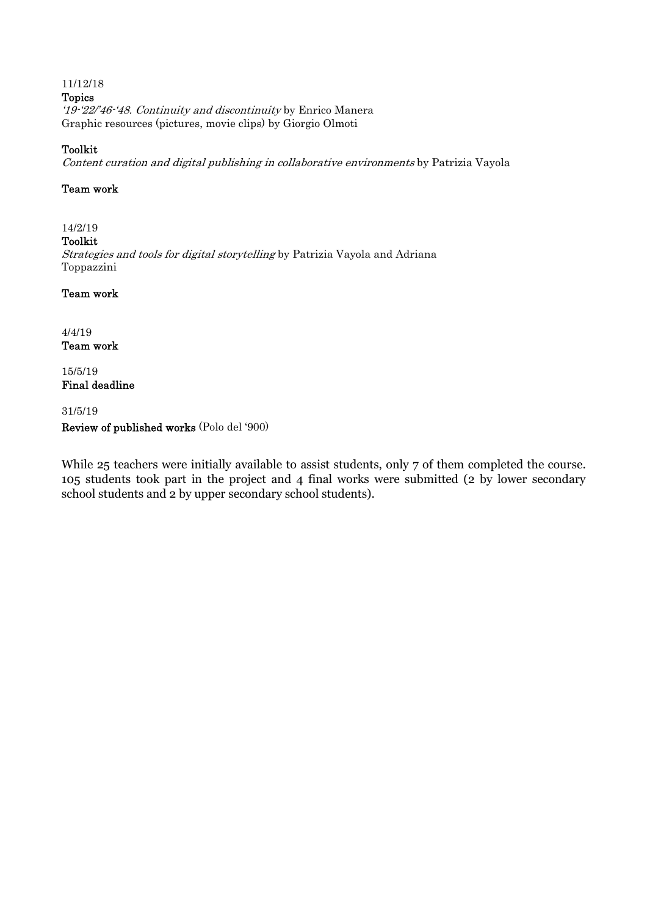11/12/18

**Topics**

*'19-'22/'46-'48. Continuity and discontinuity* by Enrico Manera
Graphic resources (pictures, movie clips) by Giorgio Olmoti

**Toolkit**

*Content curation and digital publishing in collaborative environments* by Patrizia Vayola

**Team work**

14/2/19

**Toolkit**

*Strategies and tools for digital storytelling* by Patrizia Vayola and Adriana Toppazzini

**Team work**

4/4/19

**Team work**

15/5/19

**Final deadline**

31/5/19

**Review of published works** (Polo del '900)

While 25 teachers were initially available to assist students, only 7 of them completed the course. 105 students took part in the project and 4 final works were submitted (2 by lower secondary school students and 2 by upper secondary school students).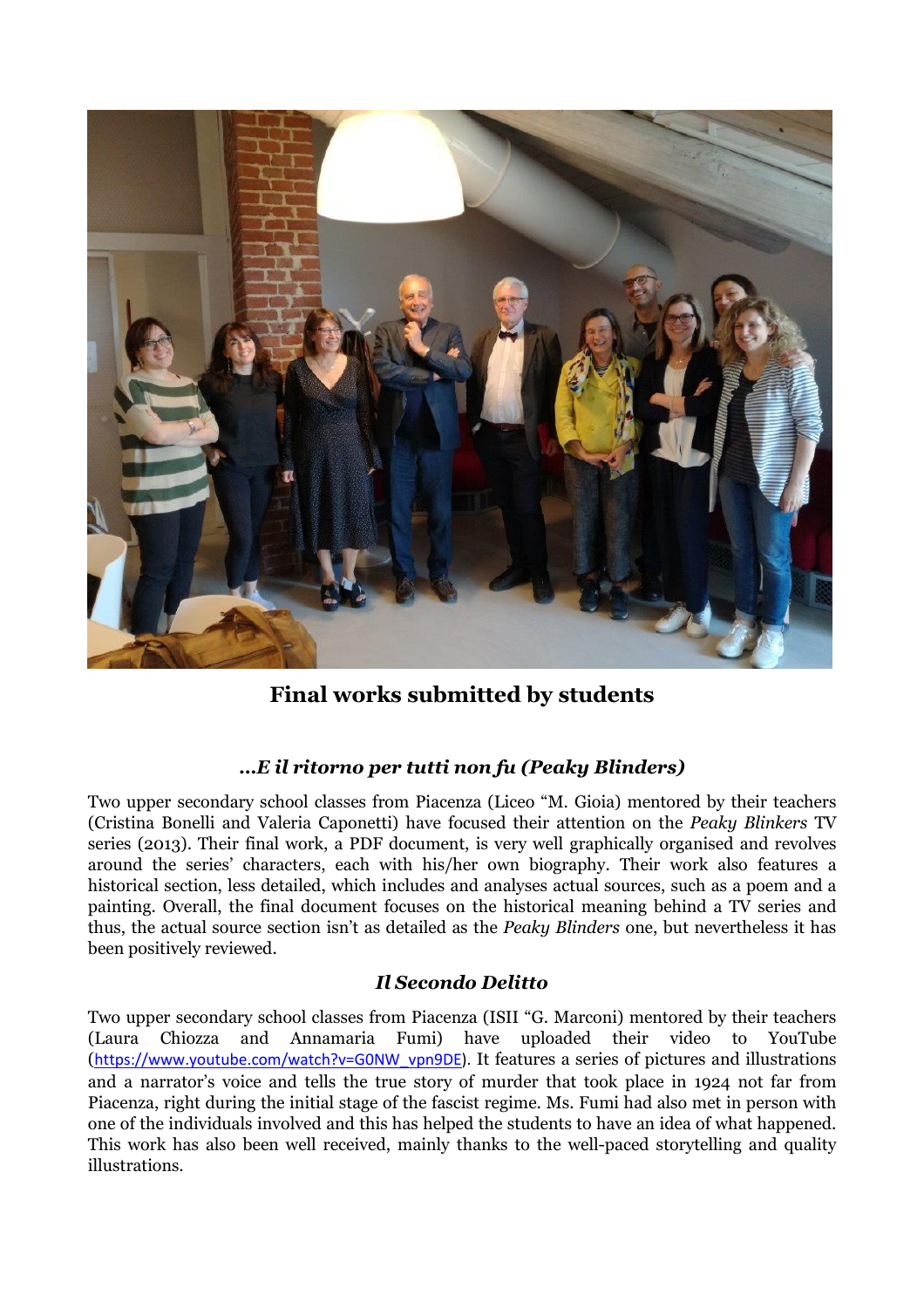## Final works submitted by students

### *...E il ritorno per tutti non fu (Peaky Blinders)*

Two upper secondary school classes from Piacenza (Liceo "M. Gioia) mentored by their teachers (Cristina Bonelli and Valeria Caponetti) have focused their attention on the *Peaky Blinkers* TV series (2013). Their final work, a PDF document, is very well graphically organised and revolves around the series' characters, each with his/her own biography. Their work also features a historical section, less detailed, which includes and analyses actual sources, such as a poem and a painting. Overall, the final document focuses on the historical meaning behind a TV series and thus, the actual source section isn't as detailed as the *Peaky Blinders* one, but nevertheless it has been positively reviewed.

### *Il Secondo Delitto*

Two upper secondary school classes from Piacenza (ISII "G. Marconi) mentored by their teachers (Laura Chiozza and Annamaria Fumi) have uploaded their video to YouTube (https://www.youtube.com/watch?v=G0NW_vpn9DE). It features a series of pictures and illustrations and a narrator's voice and tells the true story of murder that took place in 1924 not far from Piacenza, right during the initial stage of the fascist regime. Ms. Fumi had also met in person with one of the individuals involved and this has helped the students to have an idea of what happened. This work has also been well received, mainly thanks to the well-paced storytelling and quality illustrations.